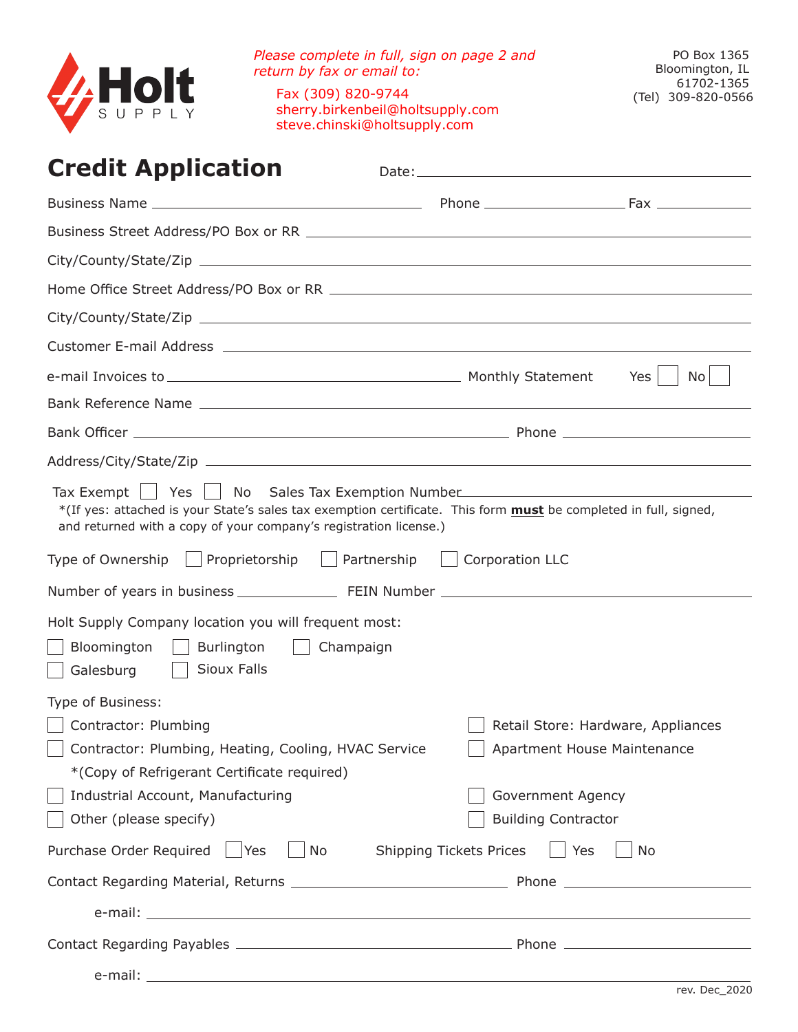**Holt SUPPLY**

*Please complete in full, sign on page 2 and return by fax or email to:*

Fax (309) 820-9744
sherry.birkenbeil@holtsupply.com
steve.chinski@holtsupply.com

PO Box 1365
Bloomington, IL
61702-1365
(Tel) 309-820-0566

# Credit Application

Date: ______________________________

Business Name ______________________________ Phone ______________ Fax __________

Business Street Address/PO Box or RR ______________________________

City/County/State/Zip ______________________________

Home Office Street Address/PO Box or RR ______________________________

City/County/State/Zip ______________________________

Customer E-mail Address ______________________________

e-mail Invoices to ______________________________ Monthly Statement Yes ☐ No ☐

Bank Reference Name ______________________________

Bank Officer ______________________________ Phone ______________

Address/City/State/Zip ______________________________

Tax Exempt ☐ Yes ☐ No Sales Tax Exemption Number ______________________________

*(If yes: attached is your State's sales tax exemption certificate. This form **must** be completed in full, signed, and returned with a copy of your company's registration license.)

Type of Ownership ☐ Proprietorship ☐ Partnership ☐ Corporation LLC

Number of years in business __________ FEIN Number ______________________________

Holt Supply Company location you will frequent most:

☐ Bloomington ☐ Burlington ☐ Champaign
☐ Galesburg ☐ Sioux Falls

Type of Business:

☐ Contractor: Plumbing
☐ Contractor: Plumbing, Heating, Cooling, HVAC Service
*(Copy of Refrigerant Certificate required)
☐ Industrial Account, Manufacturing
☐ Other (please specify)
☐ Retail Store: Hardware, Appliances
☐ Apartment House Maintenance
☐ Government Agency
☐ Building Contractor

Purchase Order Required ☐ Yes ☐ No Shipping Tickets Prices ☐ Yes ☐ No

Contact Regarding Material, Returns ______________________________ Phone ______________

e-mail: ______________________________

Contact Regarding Payables ______________________________ Phone ______________

e-mail: ______________________________

rev. Dec_2020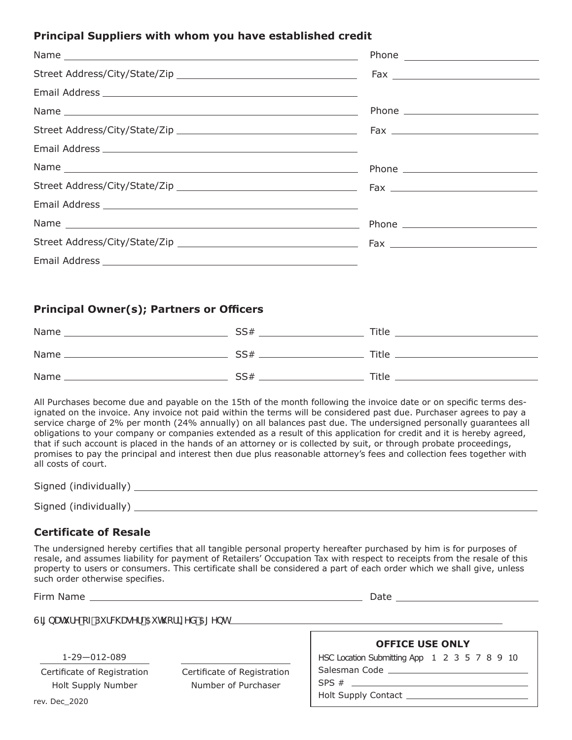### Principal Suppliers with whom you have established credit

Name ______________________________ Phone ______________

Street Address/City/State/Zip ______________________________ Fax ______________

Email Address ______________________________

Name ______________________________ Phone ______________

Street Address/City/State/Zip ______________________________ Fax ______________

Email Address ______________________________

Name ______________________________ Phone ______________

Street Address/City/State/Zip ______________________________ Fax ______________

Email Address ______________________________

Name ______________________________ Phone ______________

Street Address/City/State/Zip ______________________________ Fax ______________

Email Address ______________________________

### Principal Owner(s); Partners or Officers

Name ______________ SS# ______________ Title ______________

Name ______________ SS# ______________ Title ______________

Name ______________ SS# ______________ Title ______________

All Purchases become due and payable on the 15th of the month following the invoice date or on specific terms designated on the invoice. Any invoice not paid within the terms will be considered past due. Purchaser agrees to pay a service charge of 2% per month (24% annually) on all balances past due. The undersigned personally guarantees all obligations to your company or companies extended as a result of this application for credit and it is hereby agreed, that if such account is placed in the hands of an attorney or is collected by suit, or through probate proceedings, promises to pay the principal and interest then due plus reasonable attorney's fees and collection fees together with all costs of court.

Signed (individually) ______________________________

Signed (individually) ______________________________

### Certificate of Resale

The undersigned hereby certifies that all tangible personal property hereafter purchased by him is for purposes of resale, and assumes liability for payment of Retailers' Occupation Tax with respect to receipts from the resale of this property to users or consumers. This certificate shall be considered a part of each order which we shall give, unless such order otherwise specifies.

Firm Name ______________________________ Date ______________

Signature of Purchaser/Authorized Agent ______________________________

1-29—012-089
Certificate of Registration
Holt Supply Number

______________
Certificate of Registration
Number of Purchaser

**OFFICE USE ONLY**

HSC Location Submitting App 1 2 3 5 7 8 9 10

Salesman Code ______________

SPS # ______________

Holt Supply Contact ______________

rev. Dec_2020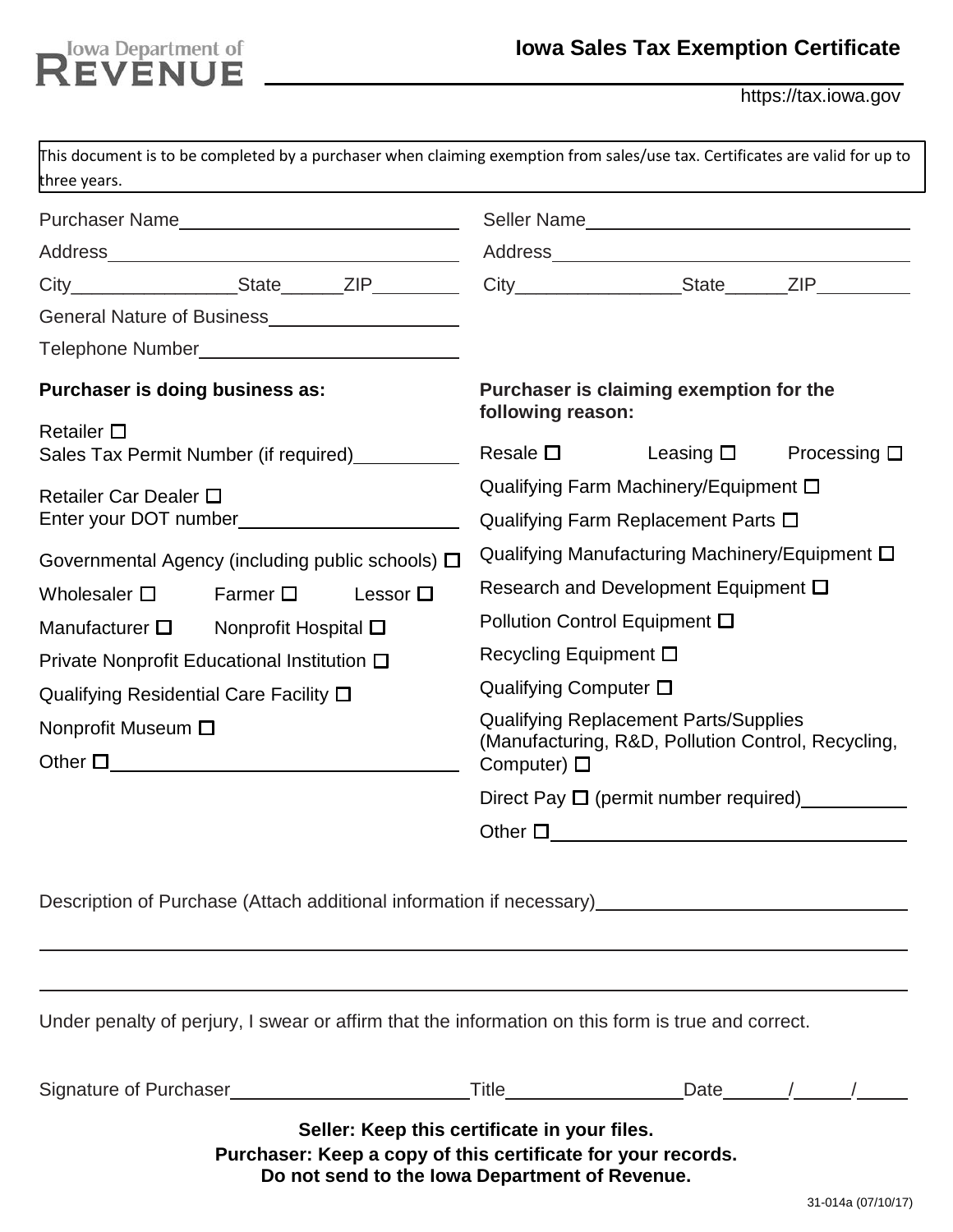# Iowa Sales Tax Exemption Certificate

Iowa Department of Revenue

https://tax.iowa.gov

This document is to be completed by a purchaser when claiming exemption from sales/use tax. Certificates are valid for up to three years.

Purchaser Name ____________________

Address ____________________

City ____________ State ______ ZIP ________

General Nature of Business ____________________

Telephone Number ____________________

Seller Name ____________________

Address ____________________

City ____________ State ______ ZIP ________

**Purchaser is doing business as:**

- Retailer ☐
  Sales Tax Permit Number (if required) __________
- Retailer Car Dealer ☐
  Enter your DOT number ____________________
- Governmental Agency (including public schools) ☐
- Wholesaler ☐
- Farmer ☐
- Lessor ☐
- Manufacturer ☐
- Nonprofit Hospital ☐
- Private Nonprofit Educational Institution ☐
- Qualifying Residential Care Facility ☐
- Nonprofit Museum ☐
- Other ☐ ____________________

**Purchaser is claiming exemption for the following reason:**

- Resale ☐
- Leasing ☐
- Processing ☐
- Qualifying Farm Machinery/Equipment ☐
- Qualifying Farm Replacement Parts ☐
- Qualifying Manufacturing Machinery/Equipment ☐
- Research and Development Equipment ☐
- Pollution Control Equipment ☐
- Recycling Equipment ☐
- Qualifying Computer ☐
- Qualifying Replacement Parts/Supplies (Manufacturing, R&D, Pollution Control, Recycling, Computer) ☐
- Direct Pay ☐ (permit number required) __________
- Other ☐ ____________________

Description of Purchase (Attach additional information if necessary) ____________________

____________________________________________________________

____________________________________________________________

Under penalty of perjury, I swear or affirm that the information on this form is true and correct.

Signature of Purchaser ____________________ Title ________________ Date ____/____/____

**Seller: Keep this certificate in your files.**

**Purchaser: Keep a copy of this certificate for your records.**

**Do not send to the Iowa Department of Revenue.**

31-014a (07/10/17)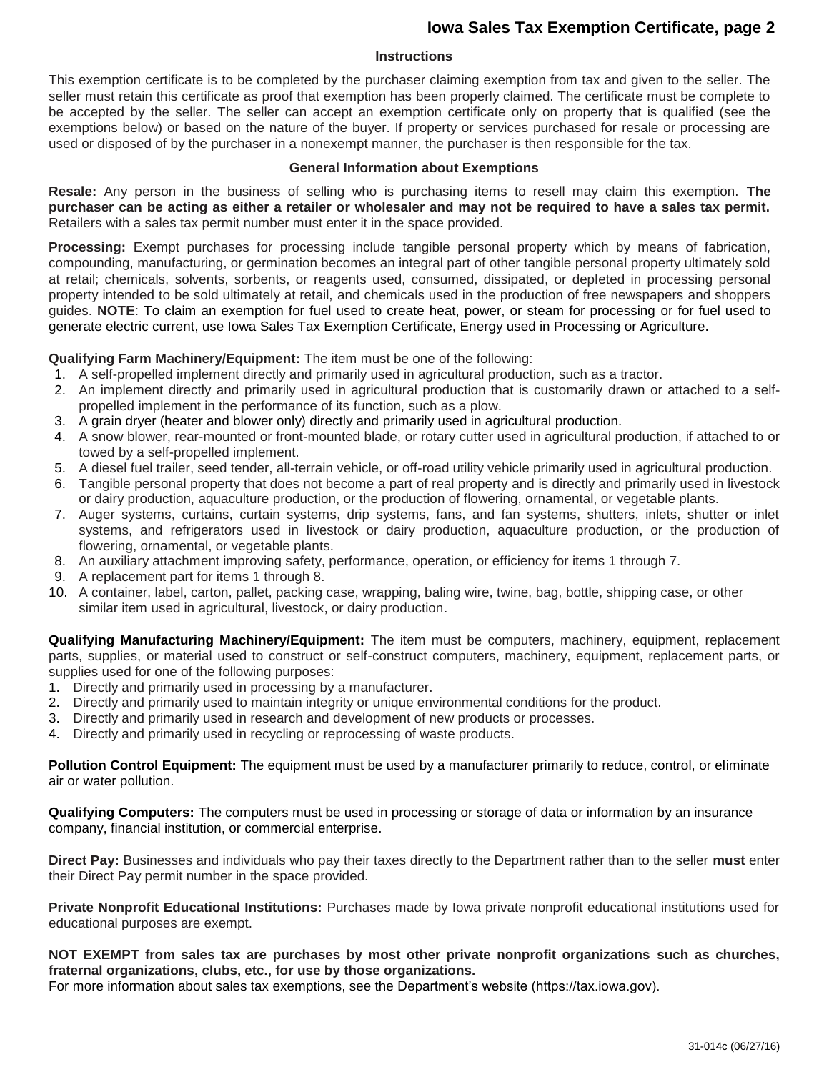# Iowa Sales Tax Exemption Certificate, page 2

## Instructions

This exemption certificate is to be completed by the purchaser claiming exemption from tax and given to the seller. The seller must retain this certificate as proof that exemption has been properly claimed. The certificate must be complete to be accepted by the seller. The seller can accept an exemption certificate only on property that is qualified (see the exemptions below) or based on the nature of the buyer. If property or services purchased for resale or processing are used or disposed of by the purchaser in a nonexempt manner, the purchaser is then responsible for the tax.

## General Information about Exemptions

**Resale:** Any person in the business of selling who is purchasing items to resell may claim this exemption. **The purchaser can be acting as either a retailer or wholesaler and may not be required to have a sales tax permit.** Retailers with a sales tax permit number must enter it in the space provided.

**Processing:** Exempt purchases for processing include tangible personal property which by means of fabrication, compounding, manufacturing, or germination becomes an integral part of other tangible personal property ultimately sold at retail; chemicals, solvents, sorbents, or reagents used, consumed, dissipated, or depleted in processing personal property intended to be sold ultimately at retail, and chemicals used in the production of free newspapers and shoppers guides. **NOTE**: To claim an exemption for fuel used to create heat, power, or steam for processing or for fuel used to generate electric current, use Iowa Sales Tax Exemption Certificate, Energy used in Processing or Agriculture.

**Qualifying Farm Machinery/Equipment:** The item must be one of the following:

1. A self-propelled implement directly and primarily used in agricultural production, such as a tractor.
2. An implement directly and primarily used in agricultural production that is customarily drawn or attached to a self-propelled implement in the performance of its function, such as a plow.
3. A grain dryer (heater and blower only) directly and primarily used in agricultural production.
4. A snow blower, rear-mounted or front-mounted blade, or rotary cutter used in agricultural production, if attached to or towed by a self-propelled implement.
5. A diesel fuel trailer, seed tender, all-terrain vehicle, or off-road utility vehicle primarily used in agricultural production.
6. Tangible personal property that does not become a part of real property and is directly and primarily used in livestock or dairy production, aquaculture production, or the production of flowering, ornamental, or vegetable plants.
7. Auger systems, curtains, curtain systems, drip systems, fans, and fan systems, shutters, inlets, shutter or inlet systems, and refrigerators used in livestock or dairy production, aquaculture production, or the production of flowering, ornamental, or vegetable plants.
8. An auxiliary attachment improving safety, performance, operation, or efficiency for items 1 through 7.
9. A replacement part for items 1 through 8.
10. A container, label, carton, pallet, packing case, wrapping, baling wire, twine, bag, bottle, shipping case, or other similar item used in agricultural, livestock, or dairy production.

**Qualifying Manufacturing Machinery/Equipment:** The item must be computers, machinery, equipment, replacement parts, supplies, or material used to construct or self-construct computers, machinery, equipment, replacement parts, or supplies used for one of the following purposes:

1. Directly and primarily used in processing by a manufacturer.
2. Directly and primarily used to maintain integrity or unique environmental conditions for the product.
3. Directly and primarily used in research and development of new products or processes.
4. Directly and primarily used in recycling or reprocessing of waste products.

**Pollution Control Equipment:** The equipment must be used by a manufacturer primarily to reduce, control, or eliminate air or water pollution.

**Qualifying Computers:** The computers must be used in processing or storage of data or information by an insurance company, financial institution, or commercial enterprise.

**Direct Pay:** Businesses and individuals who pay their taxes directly to the Department rather than to the seller **must** enter their Direct Pay permit number in the space provided.

**Private Nonprofit Educational Institutions:** Purchases made by Iowa private nonprofit educational institutions used for educational purposes are exempt.

**NOT EXEMPT from sales tax are purchases by most other private nonprofit organizations such as churches, fraternal organizations, clubs, etc., for use by those organizations.**
For more information about sales tax exemptions, see the Department's website (https://tax.iowa.gov).

31-014c (06/27/16)